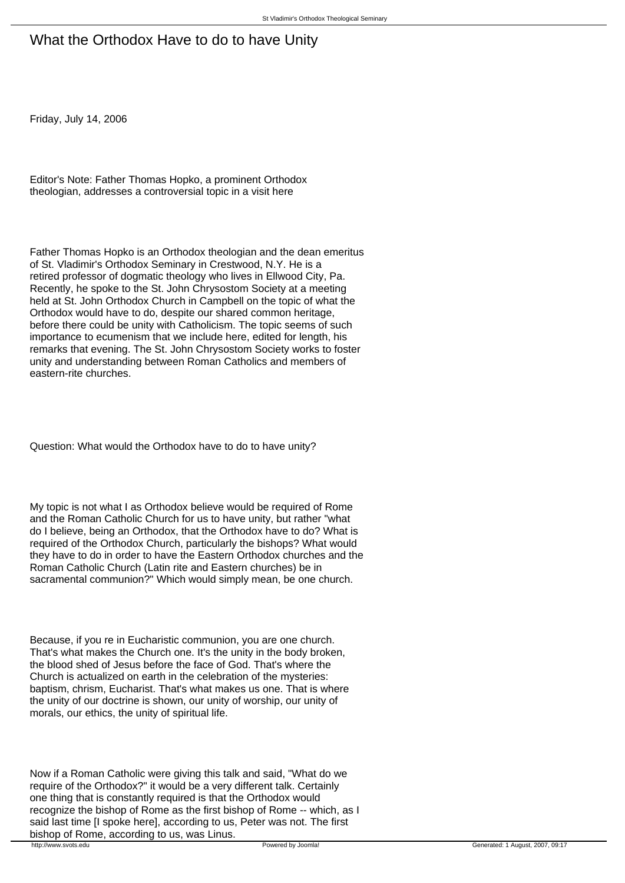# What the Orthodox Have to do to have Unity

Friday, July 14, 2006

Editor's Note: Father Thomas Hopko, a prominent Orthodox theologian, addresses a controversial topic in a visit here

Father Thomas Hopko is an Orthodox theologian and the dean emeritus of St. Vladimir's Orthodox Seminary in Crestwood, N.Y. He is a retired professor of dogmatic theology who lives in Ellwood City, Pa. Recently, he spoke to the St. John Chrysostom Society at a meeting held at St. John Orthodox Church in Campbell on the topic of what the Orthodox would have to do, despite our shared common heritage, before there could be unity with Catholicism. The topic seems of such importance to ecumenism that we include here, edited for length, his remarks that evening. The St. John Chrysostom Society works to foster unity and understanding between Roman Catholics and members of eastern-rite churches.

Question: What would the Orthodox have to do to have unity?

My topic is not what I as Orthodox believe would be required of Rome and the Roman Catholic Church for us to have unity, but rather "what do I believe, being an Orthodox, that the Orthodox have to do? What is required of the Orthodox Church, particularly the bishops? What would they have to do in order to have the Eastern Orthodox churches and the Roman Catholic Church (Latin rite and Eastern churches) be in sacramental communion?" Which would simply mean, be one church.

Because, if you re in Eucharistic communion, you are one church. That's what makes the Church one. It's the unity in the body broken, the blood shed of Jesus before the face of God. That's where the Church is actualized on earth in the celebration of the mysteries: baptism, chrism, Eucharist. That's what makes us one. That is where the unity of our doctrine is shown, our unity of worship, our unity of morals, our ethics, the unity of spiritual life.

Now if a Roman Catholic were giving this talk and said, "What do we require of the Orthodox?" it would be a very different talk. Certainly one thing that is constantly required is that the Orthodox would recognize the bishop of Rome as the first bishop of Rome -- which, as I said last time [I spoke here], according to us, Peter was not. The first bishop of Rome, according to us, was Linus.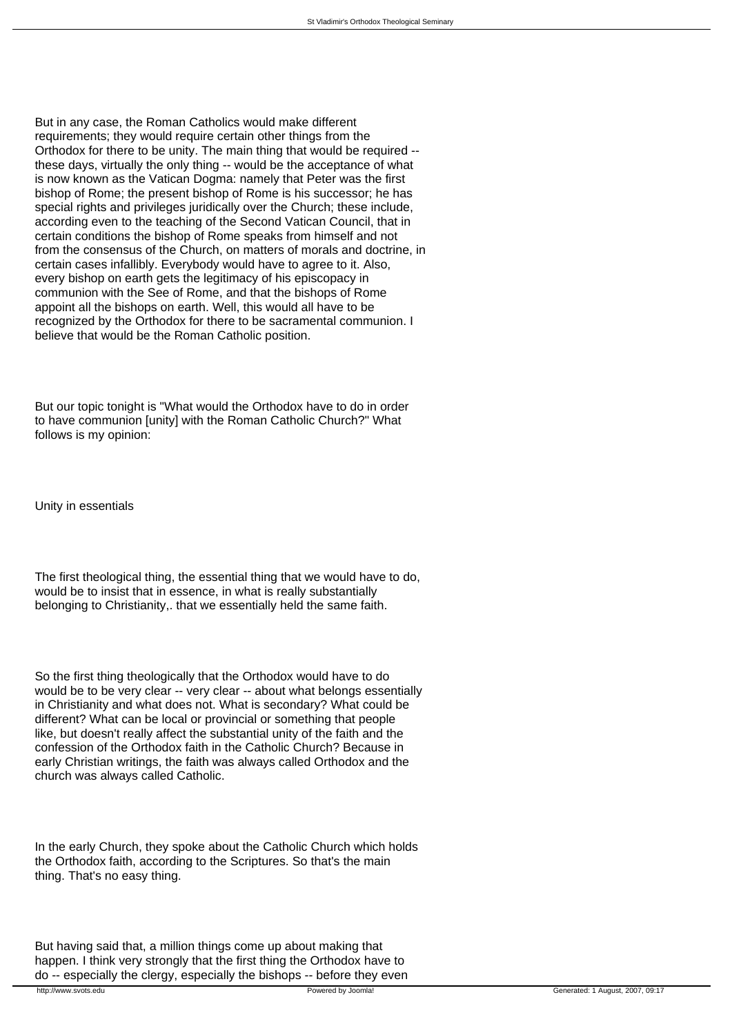But in any case, the Roman Catholics would make different requirements; they would require certain other things from the Orthodox for there to be unity. The main thing that would be required -- these days, virtually the only thing -- would be the acceptance of what is now known as the Vatican Dogma: namely that Peter was the first bishop of Rome; the present bishop of Rome is his successor; he has special rights and privileges juridically over the Church; these include, according even to the teaching of the Second Vatican Council, that in certain conditions the bishop of Rome speaks from himself and not from the consensus of the Church, on matters of morals and doctrine, in certain cases infallibly. Everybody would have to agree to it. Also, every bishop on earth gets the legitimacy of his episcopacy in communion with the See of Rome, and that the bishops of Rome appoint all the bishops on earth. Well, this would all have to be recognized by the Orthodox for there to be sacramental communion. I believe that would be the Roman Catholic position.

But our topic tonight is "What would the Orthodox have to do in order to have communion [unity] with the Roman Catholic Church?" What follows is my opinion:

## Unity in essentials

The first theological thing, the essential thing that we would have to do, would be to insist that in essence, in what is really substantially belonging to Christianity,. that we essentially held the same faith.

So the first thing theologically that the Orthodox would have to do would be to be very clear -- very clear -- about what belongs essentially in Christianity and what does not. What is secondary? What could be different? What can be local or provincial or something that people like, but doesn't really affect the substantial unity of the faith and the confession of the Orthodox faith in the Catholic Church? Because in early Christian writings, the faith was always called Orthodox and the church was always called Catholic.

In the early Church, they spoke about the Catholic Church which holds the Orthodox faith, according to the Scriptures. So that's the main thing. That's no easy thing.

But having said that, a million things come up about making that happen. I think very strongly that the first thing the Orthodox have to do -- especially the clergy, especially the bishops -- before they even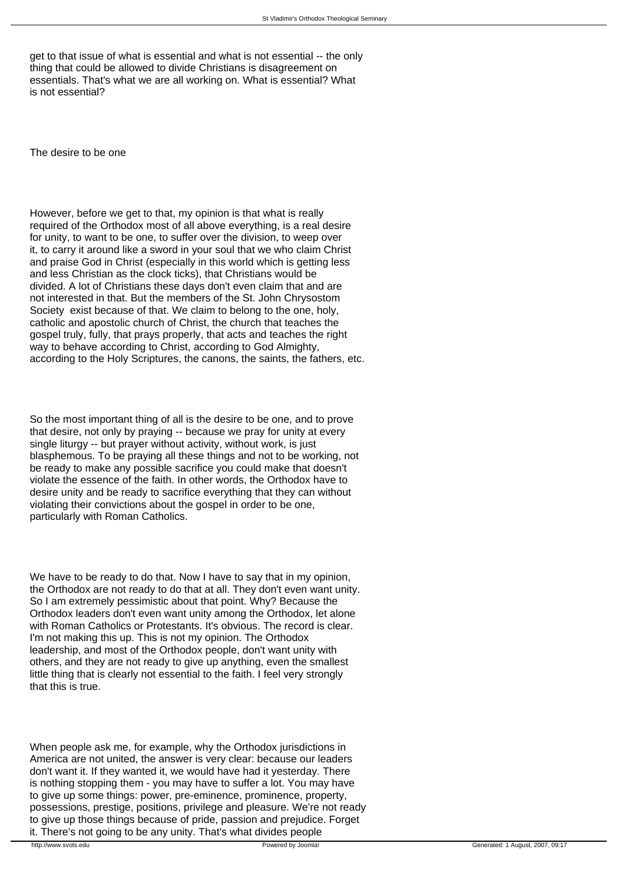get to that issue of what is essential and what is not essential -- the only thing that could be allowed to divide Christians is disagreement on essentials. That's what we are all working on. What is essential? What is not essential?

## The desire to be one

However, before we get to that, my opinion is that what is really required of the Orthodox most of all above everything, is a real desire for unity, to want to be one, to suffer over the division, to weep over it, to carry it around like a sword in your soul that we who claim Christ and praise God in Christ (especially in this world which is getting less and less Christian as the clock ticks), that Christians would be divided. A lot of Christians these days don't even claim that and are not interested in that. But the members of the St. John Chrysostom Society exist because of that. We claim to belong to the one, holy, catholic and apostolic church of Christ, the church that teaches the gospel truly, fully, that prays properly, that acts and teaches the right way to behave according to Christ, according to God Almighty, according to the Holy Scriptures, the canons, the saints, the fathers, etc.

So the most important thing of all is the desire to be one, and to prove that desire, not only by praying -- because we pray for unity at every single liturgy -- but prayer without activity, without work, is just blasphemous. To be praying all these things and not to be working, not be ready to make any possible sacrifice you could make that doesn't violate the essence of the faith. In other words, the Orthodox have to desire unity and be ready to sacrifice everything that they can without violating their convictions about the gospel in order to be one, particularly with Roman Catholics.

We have to be ready to do that. Now I have to say that in my opinion, the Orthodox are not ready to do that at all. They don't even want unity. So I am extremely pessimistic about that point. Why? Because the Orthodox leaders don't even want unity among the Orthodox, let alone with Roman Catholics or Protestants. It's obvious. The record is clear. I'm not making this up. This is not my opinion. The Orthodox leadership, and most of the Orthodox people, don't want unity with others, and they are not ready to give up anything, even the smallest little thing that is clearly not essential to the faith. I feel very strongly that this is true.

When people ask me, for example, why the Orthodox jurisdictions in America are not united, the answer is very clear: because our leaders don't want it. If they wanted it, we would have had it yesterday. There is nothing stopping them - you may have to suffer a lot. You may have to give up some things: power, pre-eminence, prominence, property, possessions, prestige, positions, privilege and pleasure. We're not ready to give up those things because of pride, passion and prejudice. Forget it. There's not going to be any unity. That's what divides people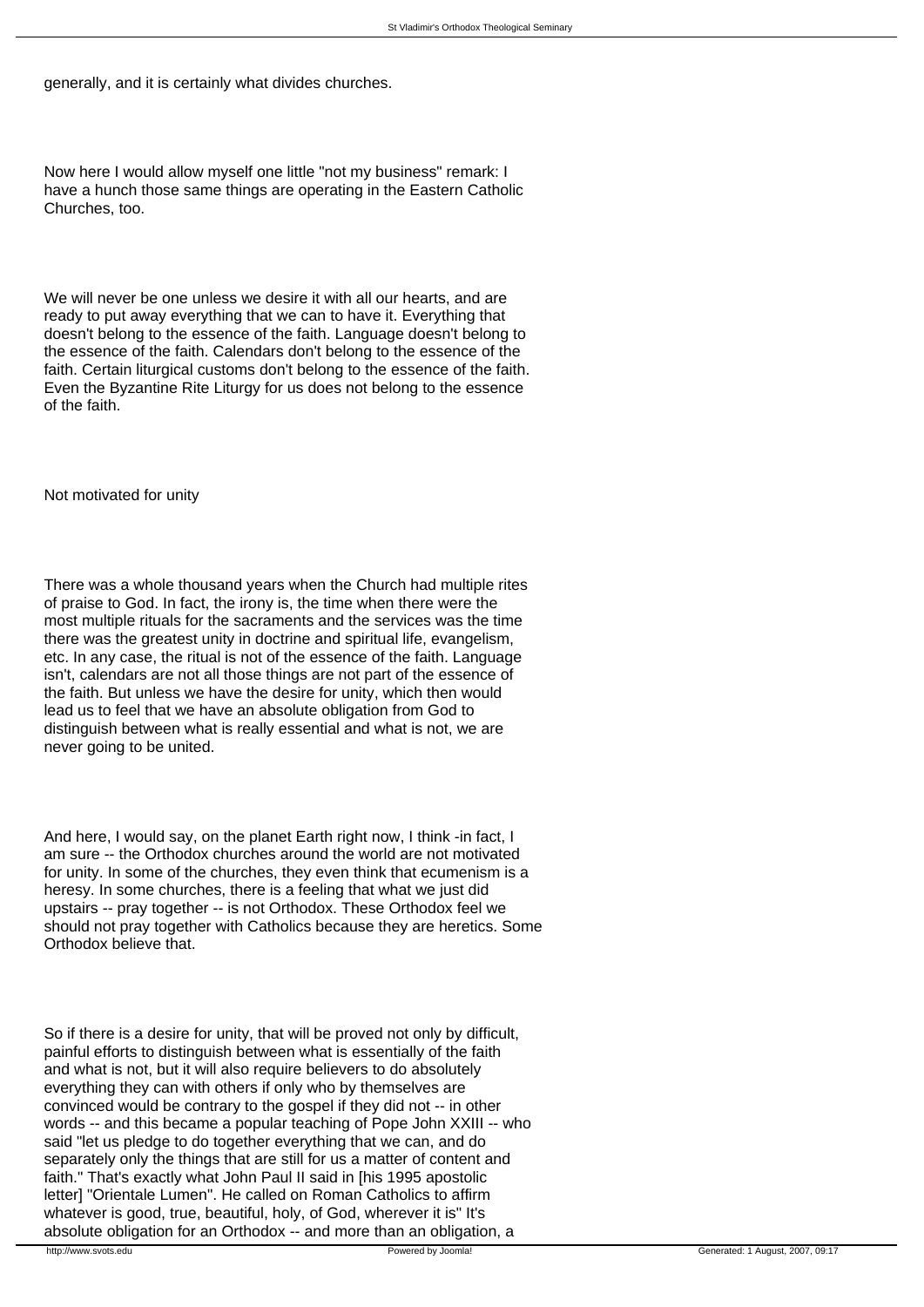generally, and it is certainly what divides churches.

Now here I would allow myself one little "not my business" remark: I have a hunch those same things are operating in the Eastern Catholic Churches, too.

We will never be one unless we desire it with all our hearts, and are ready to put away everything that we can to have it. Everything that doesn't belong to the essence of the faith. Language doesn't belong to the essence of the faith. Calendars don't belong to the essence of the faith. Certain liturgical customs don't belong to the essence of the faith. Even the Byzantine Rite Liturgy for us does not belong to the essence of the faith.

## Not motivated for unity

There was a whole thousand years when the Church had multiple rites of praise to God. In fact, the irony is, the time when there were the most multiple rituals for the sacraments and the services was the time there was the greatest unity in doctrine and spiritual life, evangelism, etc. In any case, the ritual is not of the essence of the faith. Language isn't, calendars are not all those things are not part of the essence of the faith. But unless we have the desire for unity, which then would lead us to feel that we have an absolute obligation from God to distinguish between what is really essential and what is not, we are never going to be united.

And here, I would say, on the planet Earth right now, I think -in fact, I am sure -- the Orthodox churches around the world are not motivated for unity. In some of the churches, they even think that ecumenism is a heresy. In some churches, there is a feeling that what we just did upstairs -- pray together -- is not Orthodox. These Orthodox feel we should not pray together with Catholics because they are heretics. Some Orthodox believe that.

So if there is a desire for unity, that will be proved not only by difficult, painful efforts to distinguish between what is essentially of the faith and what is not, but it will also require believers to do absolutely everything they can with others if only who by themselves are convinced would be contrary to the gospel if they did not -- in other words -- and this became a popular teaching of Pope John XXIII -- who said "let us pledge to do together everything that we can, and do separately only the things that are still for us a matter of content and faith." That's exactly what John Paul II said in [his 1995 apostolic letter] "Orientale Lumen". He called on Roman Catholics to affirm whatever is good, true, beautiful, holy, of God, wherever it is" It's absolute obligation for an Orthodox -- and more than an obligation, a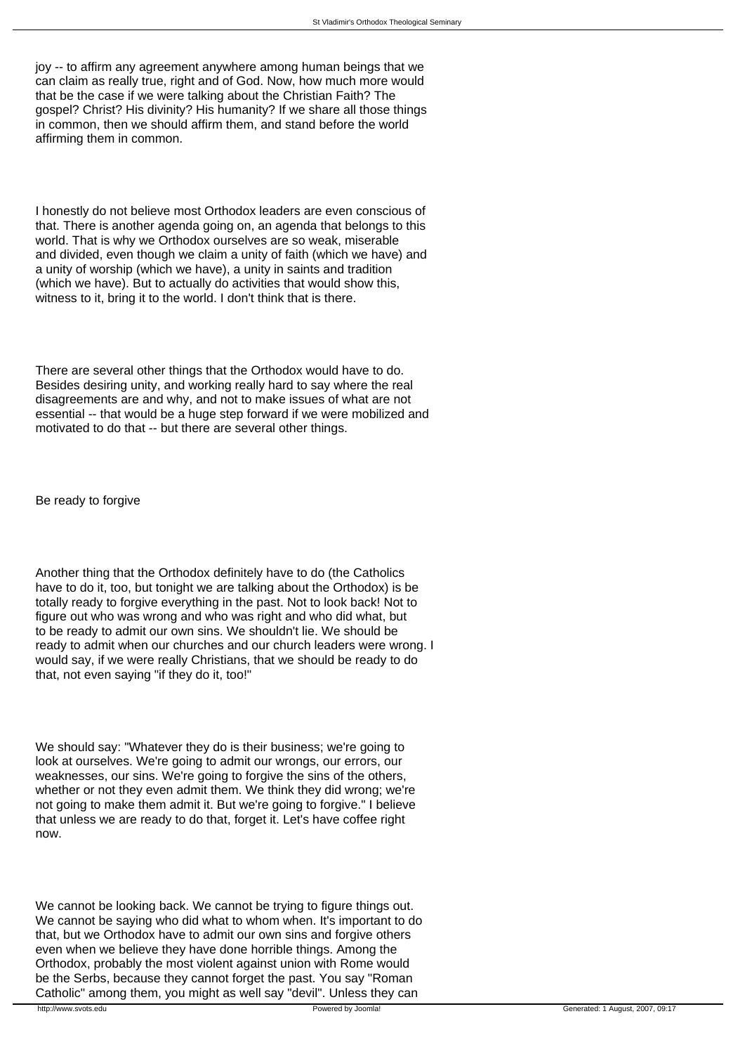joy -- to affirm any agreement anywhere among human beings that we can claim as really true, right and of God. Now, how much more would that be the case if we were talking about the Christian Faith? The gospel? Christ? His divinity? His humanity? If we share all those things in common, then we should affirm them, and stand before the world affirming them in common.

I honestly do not believe most Orthodox leaders are even conscious of that. There is another agenda going on, an agenda that belongs to this world. That is why we Orthodox ourselves are so weak, miserable and divided, even though we claim a unity of faith (which we have) and a unity of worship (which we have), a unity in saints and tradition (which we have). But to actually do activities that would show this, witness to it, bring it to the world. I don't think that is there.

There are several other things that the Orthodox would have to do. Besides desiring unity, and working really hard to say where the real disagreements are and why, and not to make issues of what are not essential -- that would be a huge step forward if we were mobilized and motivated to do that -- but there are several other things.

## Be ready to forgive

Another thing that the Orthodox definitely have to do (the Catholics have to do it, too, but tonight we are talking about the Orthodox) is be totally ready to forgive everything in the past. Not to look back! Not to figure out who was wrong and who was right and who did what, but to be ready to admit our own sins. We shouldn't lie. We should be ready to admit when our churches and our church leaders were wrong. I would say, if we were really Christians, that we should be ready to do that, not even saying "if they do it, too!"

We should say: "Whatever they do is their business; we're going to look at ourselves. We're going to admit our wrongs, our errors, our weaknesses, our sins. We're going to forgive the sins of the others, whether or not they even admit them. We think they did wrong; we're not going to make them admit it. But we're going to forgive." I believe that unless we are ready to do that, forget it. Let's have coffee right now.

We cannot be looking back. We cannot be trying to figure things out. We cannot be saying who did what to whom when. It's important to do that, but we Orthodox have to admit our own sins and forgive others even when we believe they have done horrible things. Among the Orthodox, probably the most violent against union with Rome would be the Serbs, because they cannot forget the past. You say "Roman Catholic" among them, you might as well say "devil". Unless they can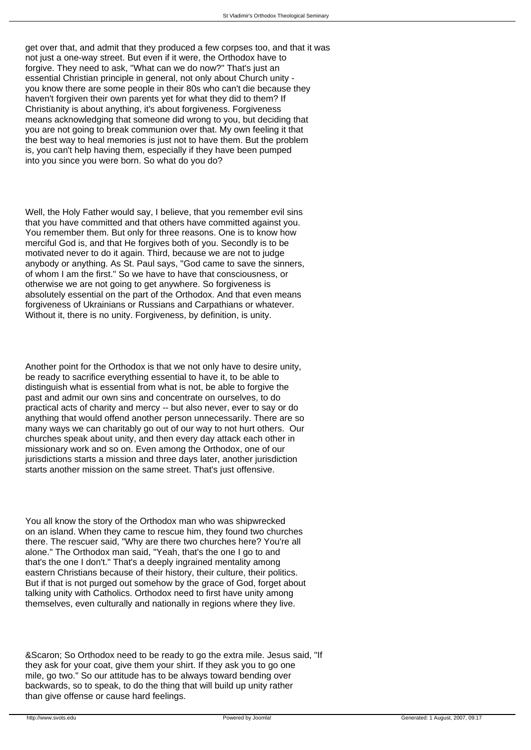get over that, and admit that they produced a few corpses too, and that it was not just a one-way street. But even if it were, the Orthodox have to forgive. They need to ask, "What can we do now?" That's just an essential Christian principle in general, not only about Church unity - you know there are some people in their 80s who can't die because they haven't forgiven their own parents yet for what they did to them? If Christianity is about anything, it's about forgiveness. Forgiveness means acknowledging that someone did wrong to you, but deciding that you are not going to break communion over that. My own feeling it that the best way to heal memories is just not to have them. But the problem is, you can't help having them, especially if they have been pumped into you since you were born. So what do you do?

Well, the Holy Father would say, I believe, that you remember evil sins that you have committed and that others have committed against you. You remember them. But only for three reasons. One is to know how merciful God is, and that He forgives both of you. Secondly is to be motivated never to do it again. Third, because we are not to judge anybody or anything. As St. Paul says, "God came to save the sinners, of whom I am the first." So we have to have that consciousness, or otherwise we are not going to get anywhere. So forgiveness is absolutely essential on the part of the Orthodox. And that even means forgiveness of Ukrainians or Russians and Carpathians or whatever. Without it, there is no unity. Forgiveness, by definition, is unity.

Another point for the Orthodox is that we not only have to desire unity, be ready to sacrifice everything essential to have it, to be able to distinguish what is essential from what is not, be able to forgive the past and admit our own sins and concentrate on ourselves, to do practical acts of charity and mercy -- but also never, ever to say or do anything that would offend another person unnecessarily. There are so many ways we can charitably go out of our way to not hurt others. Our churches speak about unity, and then every day attack each other in missionary work and so on. Even among the Orthodox, one of our jurisdictions starts a mission and three days later, another jurisdiction starts another mission on the same street. That's just offensive.

You all know the story of the Orthodox man who was shipwrecked on an island. When they came to rescue him, they found two churches there. The rescuer said, "Why are there two churches here? You're all alone." The Orthodox man said, "Yeah, that's the one I go to and that's the one I don't." That's a deeply ingrained mentality among eastern Christians because of their history, their culture, their politics. But if that is not purged out somehow by the grace of God, forget about talking unity with Catholics. Orthodox need to first have unity among themselves, even culturally and nationally in regions where they live.

&Scaron; So Orthodox need to be ready to go the extra mile. Jesus said, "If they ask for your coat, give them your shirt. If they ask you to go one mile, go two." So our attitude has to be always toward bending over backwards, so to speak, to do the thing that will build up unity rather than give offense or cause hard feelings.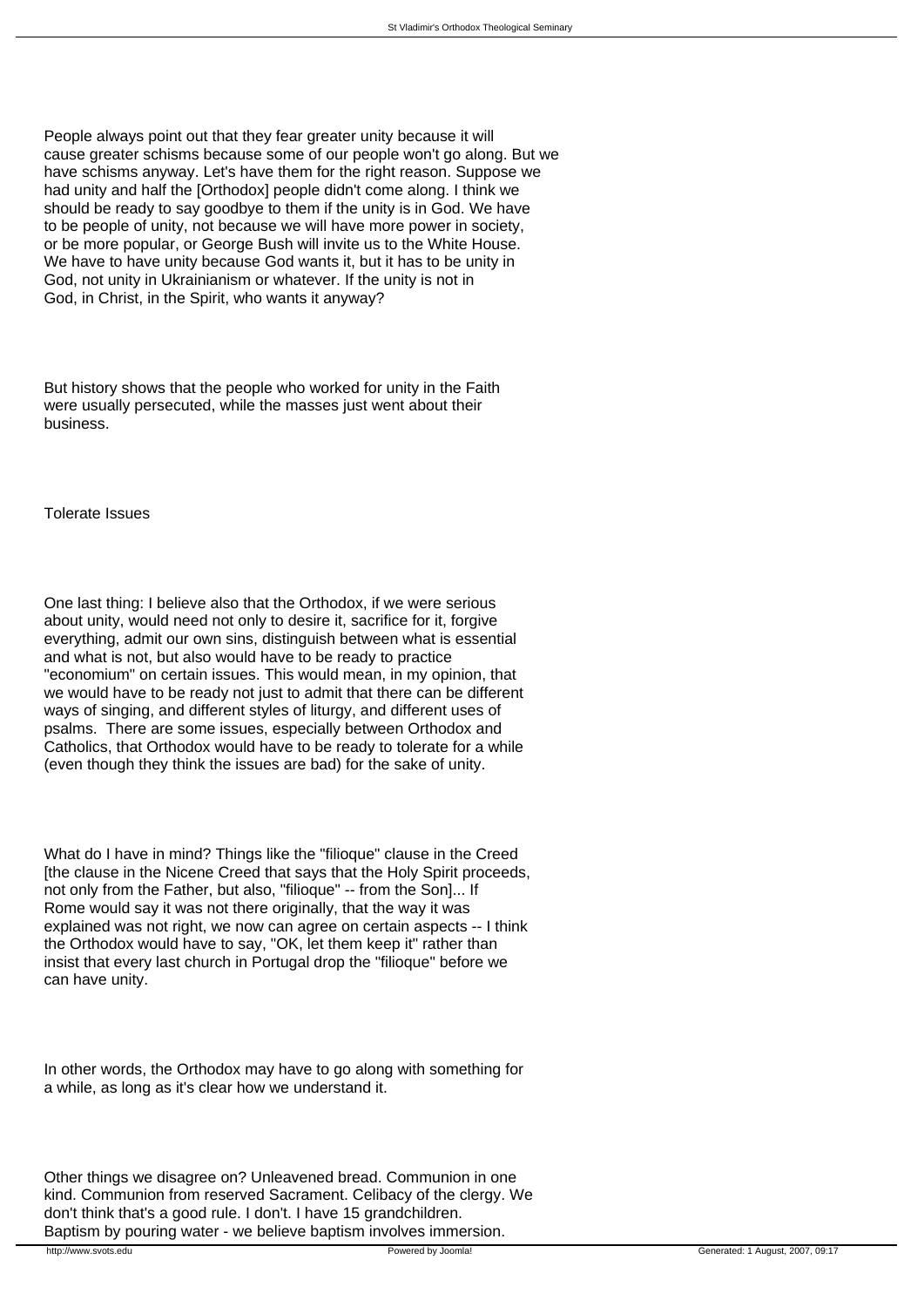People always point out that they fear greater unity because it will cause greater schisms because some of our people won't go along. But we have schisms anyway. Let's have them for the right reason. Suppose we had unity and half the [Orthodox] people didn't come along. I think we should be ready to say goodbye to them if the unity is in God. We have to be people of unity, not because we will have more power in society, or be more popular, or George Bush will invite us to the White House. We have to have unity because God wants it, but it has to be unity in God, not unity in Ukrainianism or whatever. If the unity is not in God, in Christ, in the Spirit, who wants it anyway?

But history shows that the people who worked for unity in the Faith were usually persecuted, while the masses just went about their business.

## Tolerate Issues

One last thing: I believe also that the Orthodox, if we were serious about unity, would need not only to desire it, sacrifice for it, forgive everything, admit our own sins, distinguish between what is essential and what is not, but also would have to be ready to practice "economium" on certain issues. This would mean, in my opinion, that we would have to be ready not just to admit that there can be different ways of singing, and different styles of liturgy, and different uses of psalms. There are some issues, especially between Orthodox and Catholics, that Orthodox would have to be ready to tolerate for a while (even though they think the issues are bad) for the sake of unity.

What do I have in mind? Things like the "filioque" clause in the Creed [the clause in the Nicene Creed that says that the Holy Spirit proceeds, not only from the Father, but also, "filioque" -- from the Son]... If Rome would say it was not there originally, that the way it was explained was not right, we now can agree on certain aspects -- I think the Orthodox would have to say, "OK, let them keep it" rather than insist that every last church in Portugal drop the "filioque" before we can have unity.

In other words, the Orthodox may have to go along with something for a while, as long as it's clear how we understand it.

Other things we disagree on? Unleavened bread. Communion in one kind. Communion from reserved Sacrament. Celibacy of the clergy. We don't think that's a good rule. I don't. I have 15 grandchildren. Baptism by pouring water - we believe baptism involves immersion.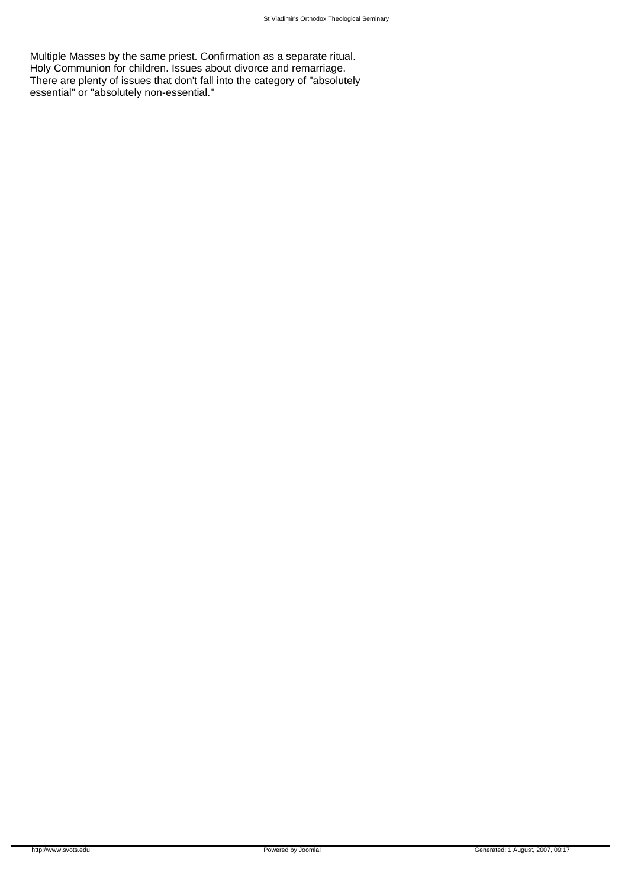Multiple Masses by the same priest. Confirmation as a separate ritual. Holy Communion for children. Issues about divorce and remarriage. There are plenty of issues that don't fall into the category of "absolutely essential" or "absolutely non-essential."